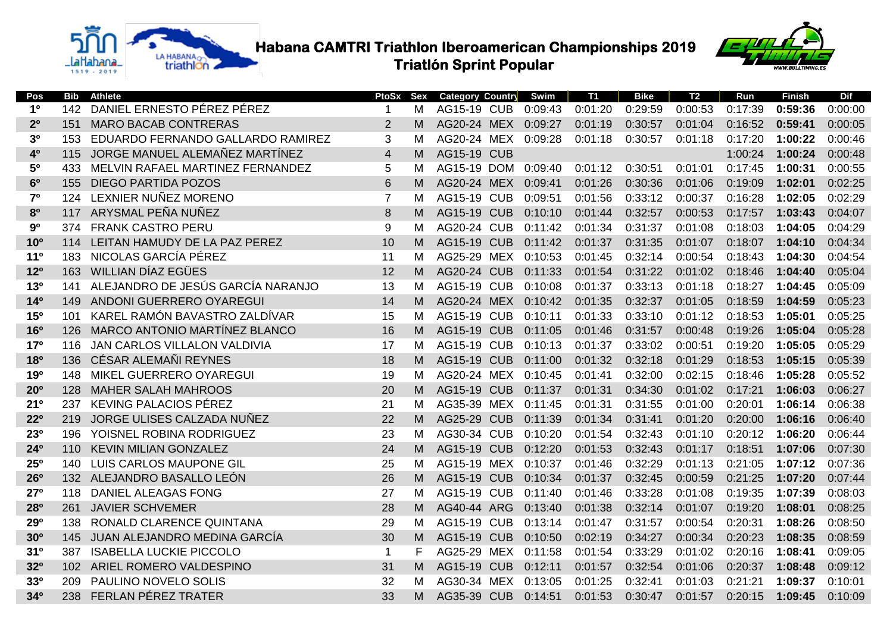# Habana CAMTRI Triathlon Iberoamerican Championships 2019

## Triatlón Sprint Popular

| Pos | Bib | Athlete | PtoSx | Sex | Category | Country | Swim | T1 | Bike | T2 | Run | Finish | Dif |
|---|---|---|---|---|---|---|---|---|---|---|---|---|---|
| **1º** | 142 | DANIEL ERNESTO PÉREZ PÉREZ | 1 | M | AG15-19 | CUB | 0:09:43 | 0:01:20 | 0:29:59 | 0:00:53 | 0:17:39 | **0:59:36** | 0:00:00 |
| **2º** | 151 | MARO BACAB CONTRERAS | 2 | M | AG20-24 | MEX | 0:09:27 | 0:01:19 | 0:30:57 | 0:01:04 | 0:16:52 | **0:59:41** | 0:00:05 |
| **3º** | 153 | EDUARDO FERNANDO GALLARDO RAMIREZ | 3 | M | AG20-24 | MEX | 0:09:28 | 0:01:18 | 0:30:57 | 0:01:18 | 0:17:20 | **1:00:22** | 0:00:46 |
| **4º** | 115 | JORGE MANUEL ALEMAÑEZ MARTÍNEZ | 4 | M | AG15-19 | CUB | | | | | 1:00:24 | **1:00:24** | 0:00:48 |
| **5º** | 433 | MELVIN RAFAEL MARTINEZ FERNANDEZ | 5 | M | AG15-19 | DOM | 0:09:40 | 0:01:12 | 0:30:51 | 0:01:01 | 0:17:45 | **1:00:31** | 0:00:55 |
| **6º** | 155 | DIEGO PARTIDA POZOS | 6 | M | AG20-24 | MEX | 0:09:41 | 0:01:26 | 0:30:36 | 0:01:06 | 0:19:09 | **1:02:01** | 0:02:25 |
| **7º** | 124 | LEXNIER NUÑEZ MORENO | 7 | M | AG15-19 | CUB | 0:09:51 | 0:01:56 | 0:33:12 | 0:00:37 | 0:16:28 | **1:02:05** | 0:02:29 |
| **8º** | 117 | ARYSMAL PEÑA NUÑEZ | 8 | M | AG15-19 | CUB | 0:10:10 | 0:01:44 | 0:32:57 | 0:00:53 | 0:17:57 | **1:03:43** | 0:04:07 |
| **9º** | 374 | FRANK CASTRO PERU | 9 | M | AG20-24 | CUB | 0:11:42 | 0:01:34 | 0:31:37 | 0:01:08 | 0:18:03 | **1:04:05** | 0:04:29 |
| **10º** | 114 | LEITAN HAMUDY DE LA PAZ PEREZ | 10 | M | AG15-19 | CUB | 0:11:42 | 0:01:37 | 0:31:35 | 0:01:07 | 0:18:07 | **1:04:10** | 0:04:34 |
| **11º** | 183 | NICOLAS GARCÍA PÉREZ | 11 | M | AG25-29 | MEX | 0:10:53 | 0:01:45 | 0:32:14 | 0:00:54 | 0:18:43 | **1:04:30** | 0:04:54 |
| **12º** | 163 | WILLIAN DÍAZ EGÜES | 12 | M | AG20-24 | CUB | 0:11:33 | 0:01:54 | 0:31:22 | 0:01:02 | 0:18:46 | **1:04:40** | 0:05:04 |
| **13º** | 141 | ALEJANDRO DE JESÚS GARCÍA NARANJO | 13 | M | AG15-19 | CUB | 0:10:08 | 0:01:37 | 0:33:13 | 0:01:18 | 0:18:27 | **1:04:45** | 0:05:09 |
| **14º** | 149 | ANDONI GUERRERO OYAREGUI | 14 | M | AG20-24 | MEX | 0:10:42 | 0:01:35 | 0:32:37 | 0:01:05 | 0:18:59 | **1:04:59** | 0:05:23 |
| **15º** | 101 | KAREL RAMÓN BAVASTRO ZALDÍVAR | 15 | M | AG15-19 | CUB | 0:10:11 | 0:01:33 | 0:33:10 | 0:01:12 | 0:18:53 | **1:05:01** | 0:05:25 |
| **16º** | 126 | MARCO ANTONIO MARTÍNEZ BLANCO | 16 | M | AG15-19 | CUB | 0:11:05 | 0:01:46 | 0:31:57 | 0:00:48 | 0:19:26 | **1:05:04** | 0:05:28 |
| **17º** | 116 | JAN CARLOS VILLALON VALDIVIA | 17 | M | AG15-19 | CUB | 0:10:13 | 0:01:37 | 0:33:02 | 0:00:51 | 0:19:20 | **1:05:05** | 0:05:29 |
| **18º** | 136 | CÉSAR ALEMAÑI REYNES | 18 | M | AG15-19 | CUB | 0:11:00 | 0:01:32 | 0:32:18 | 0:01:29 | 0:18:53 | **1:05:15** | 0:05:39 |
| **19º** | 148 | MIKEL GUERRERO OYAREGUI | 19 | M | AG20-24 | MEX | 0:10:45 | 0:01:41 | 0:32:00 | 0:02:15 | 0:18:46 | **1:05:28** | 0:05:52 |
| **20º** | 128 | MAHER SALAH MAHROOS | 20 | M | AG15-19 | CUB | 0:11:37 | 0:01:31 | 0:34:30 | 0:01:02 | 0:17:21 | **1:06:03** | 0:06:27 |
| **21º** | 237 | KEVING PALACIOS PÉREZ | 21 | M | AG35-39 | MEX | 0:11:45 | 0:01:31 | 0:31:55 | 0:01:00 | 0:20:01 | **1:06:14** | 0:06:38 |
| **22º** | 219 | JORGE ULISES CALZADA NUÑEZ | 22 | M | AG25-29 | CUB | 0:11:39 | 0:01:34 | 0:31:41 | 0:01:20 | 0:20:00 | **1:06:16** | 0:06:40 |
| **23º** | 196 | YOISNEL ROBINA RODRIGUEZ | 23 | M | AG30-34 | CUB | 0:10:20 | 0:01:54 | 0:32:43 | 0:01:10 | 0:20:12 | **1:06:20** | 0:06:44 |
| **24º** | 110 | KEVIN MILIAN GONZALEZ | 24 | M | AG15-19 | CUB | 0:12:20 | 0:01:53 | 0:32:43 | 0:01:17 | 0:18:51 | **1:07:06** | 0:07:30 |
| **25º** | 140 | LUIS CARLOS MAUPONE GIL | 25 | M | AG15-19 | MEX | 0:10:37 | 0:01:46 | 0:32:29 | 0:01:13 | 0:21:05 | **1:07:12** | 0:07:36 |
| **26º** | 132 | ALEJANDRO BASALLO LEÓN | 26 | M | AG15-19 | CUB | 0:10:34 | 0:01:37 | 0:32:45 | 0:00:59 | 0:21:25 | **1:07:20** | 0:07:44 |
| **27º** | 118 | DANIEL ALEAGAS FONG | 27 | M | AG15-19 | CUB | 0:11:40 | 0:01:46 | 0:33:28 | 0:01:08 | 0:19:35 | **1:07:39** | 0:08:03 |
| **28º** | 261 | JAVIER SCHVEMER | 28 | M | AG40-44 | ARG | 0:13:40 | 0:01:38 | 0:32:14 | 0:01:07 | 0:19:20 | **1:08:01** | 0:08:25 |
| **29º** | 138 | RONALD CLARENCE QUINTANA | 29 | M | AG15-19 | CUB | 0:13:14 | 0:01:47 | 0:31:57 | 0:00:54 | 0:20:31 | **1:08:26** | 0:08:50 |
| **30º** | 145 | JUAN ALEJANDRO MEDINA GARCÍA | 30 | M | AG15-19 | CUB | 0:10:50 | 0:02:19 | 0:34:27 | 0:00:34 | 0:20:23 | **1:08:35** | 0:08:59 |
| **31º** | 387 | ISABELLA LUCKIE PICCOLO | 1 | F | AG25-29 | MEX | 0:11:58 | 0:01:54 | 0:33:29 | 0:01:02 | 0:20:16 | **1:08:41** | 0:09:05 |
| **32º** | 102 | ARIEL ROMERO VALDESPINO | 31 | M | AG15-19 | CUB | 0:12:11 | 0:01:57 | 0:32:54 | 0:01:06 | 0:20:37 | **1:08:48** | 0:09:12 |
| **33º** | 209 | PAULINO NOVELO SOLIS | 32 | M | AG30-34 | MEX | 0:13:05 | 0:01:25 | 0:32:41 | 0:01:03 | 0:21:21 | **1:09:37** | 0:10:01 |
| **34º** | 238 | FERLAN PÉREZ TRATER | 33 | M | AG35-39 | CUB | 0:14:51 | 0:01:53 | 0:30:47 | 0:01:57 | 0:20:15 | **1:09:45** | 0:10:09 |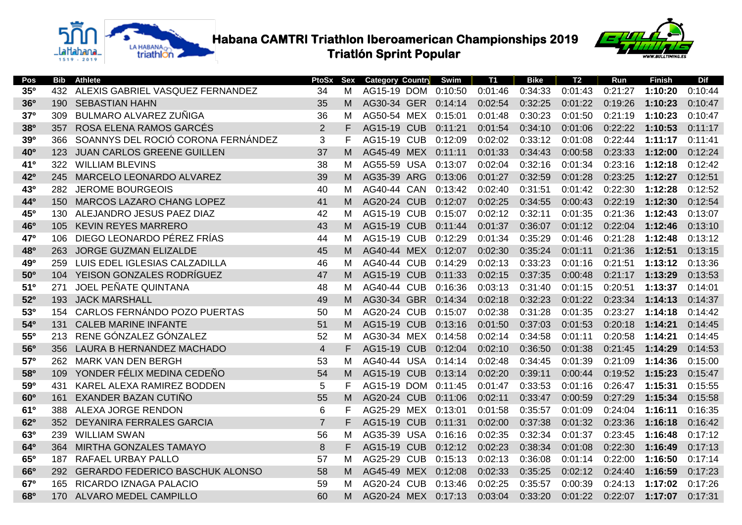# Habana CAMTRI Triathlon Iberoamerican Championships 2019
## Triatlón Sprint Popular

| Pos | Bib | Athlete | PtoSx | Sex | Category | Country | Swim | T1 | Bike | T2 | Run | Finish | Dif |
|---|---|---|---|---|---|---|---|---|---|---|---|---|---|
| 35º | 432 | ALEXIS GABRIEL VASQUEZ FERNANDEZ | 34 | M | AG15-19 | DOM | 0:10:50 | 0:01:46 | 0:34:33 | 0:01:43 | 0:21:27 | **1:10:20** | 0:10:44 |
| 36º | 190 | SEBASTIAN HAHN | 35 | M | AG30-34 | GER | 0:14:14 | 0:02:54 | 0:32:25 | 0:01:22 | 0:19:26 | **1:10:23** | 0:10:47 |
| 37º | 309 | BULMARO ALVAREZ ZUÑIGA | 36 | M | AG50-54 | MEX | 0:15:01 | 0:01:48 | 0:30:23 | 0:01:50 | 0:21:19 | **1:10:23** | 0:10:47 |
| 38º | 357 | ROSA ELENA RAMOS GARCÉS | 2 | F | AG15-19 | CUB | 0:11:21 | 0:01:54 | 0:34:10 | 0:01:06 | 0:22:22 | **1:10:53** | 0:11:17 |
| 39º | 366 | SOANNYS DEL ROCIÓ CORONA FERNÁNDEZ | 3 | F | AG15-19 | CUB | 0:12:09 | 0:02:02 | 0:33:12 | 0:01:08 | 0:22:44 | **1:11:17** | 0:11:41 |
| 40º | 123 | JUAN CARLOS GREENE GUILLEN | 37 | M | AG45-49 | MEX | 0:11:11 | 0:01:33 | 0:34:43 | 0:00:58 | 0:23:33 | **1:12:00** | 0:12:24 |
| 41º | 322 | WILLIAM BLEVINS | 38 | M | AG55-59 | USA | 0:13:07 | 0:02:04 | 0:32:16 | 0:01:34 | 0:23:16 | **1:12:18** | 0:12:42 |
| 42º | 245 | MARCELO LEONARDO ALVAREZ | 39 | M | AG35-39 | ARG | 0:13:06 | 0:01:27 | 0:32:59 | 0:01:28 | 0:23:25 | **1:12:27** | 0:12:51 |
| 43º | 282 | JEROME BOURGEOIS | 40 | M | AG40-44 | CAN | 0:13:42 | 0:02:40 | 0:31:51 | 0:01:42 | 0:22:30 | **1:12:28** | 0:12:52 |
| 44º | 150 | MARCOS LAZARO CHANG LOPEZ | 41 | M | AG20-24 | CUB | 0:12:07 | 0:02:25 | 0:34:55 | 0:00:43 | 0:22:19 | **1:12:30** | 0:12:54 |
| 45º | 130 | ALEJANDRO JESUS PAEZ DIAZ | 42 | M | AG15-19 | CUB | 0:15:07 | 0:02:12 | 0:32:11 | 0:01:35 | 0:21:36 | **1:12:43** | 0:13:07 |
| 46º | 105 | KEVIN REYES MARRERO | 43 | M | AG15-19 | CUB | 0:11:44 | 0:01:37 | 0:36:07 | 0:01:12 | 0:22:04 | **1:12:46** | 0:13:10 |
| 47º | 106 | DIEGO LEONARDO PÉREZ FRÍAS | 44 | M | AG15-19 | CUB | 0:12:29 | 0:01:34 | 0:35:29 | 0:01:46 | 0:21:28 | **1:12:48** | 0:13:12 |
| 48º | 263 | JORGE GUZMAN ELIZALDE | 45 | M | AG40-44 | MEX | 0:12:07 | 0:02:30 | 0:35:24 | 0:01:11 | 0:21:36 | **1:12:51** | 0:13:15 |
| 49º | 259 | LUIS EDEL IGLESIAS CALZADILLA | 46 | M | AG40-44 | CUB | 0:14:29 | 0:02:13 | 0:33:23 | 0:01:16 | 0:21:51 | **1:13:12** | 0:13:36 |
| 50º | 104 | YEISON GONZALES RODRÍGUEZ | 47 | M | AG15-19 | CUB | 0:11:33 | 0:02:15 | 0:37:35 | 0:00:48 | 0:21:17 | **1:13:29** | 0:13:53 |
| 51º | 271 | JOEL PEÑATE QUINTANA | 48 | M | AG40-44 | CUB | 0:16:36 | 0:03:13 | 0:31:40 | 0:01:15 | 0:20:51 | **1:13:37** | 0:14:01 |
| 52º | 193 | JACK MARSHALL | 49 | M | AG30-34 | GBR | 0:14:34 | 0:02:18 | 0:32:23 | 0:01:22 | 0:23:34 | **1:14:13** | 0:14:37 |
| 53º | 154 | CARLOS FERNÁNDO POZO PUERTAS | 50 | M | AG20-24 | CUB | 0:15:07 | 0:02:38 | 0:31:28 | 0:01:35 | 0:23:27 | **1:14:18** | 0:14:42 |
| 54º | 131 | CALEB MARINE INFANTE | 51 | M | AG15-19 | CUB | 0:13:16 | 0:01:50 | 0:37:03 | 0:01:53 | 0:20:18 | **1:14:21** | 0:14:45 |
| 55º | 213 | RENE GÓNZALEZ GÓNZALEZ | 52 | M | AG30-34 | MEX | 0:14:58 | 0:02:14 | 0:34:58 | 0:01:11 | 0:20:58 | **1:14:21** | 0:14:45 |
| 56º | 356 | LAURA B HERNANDEZ MACHADO | 4 | F | AG15-19 | CUB | 0:12:04 | 0:02:10 | 0:36:50 | 0:01:38 | 0:21:45 | **1:14:29** | 0:14:53 |
| 57º | 262 | MARK VAN DEN BERGH | 53 | M | AG40-44 | USA | 0:14:14 | 0:02:48 | 0:34:45 | 0:01:39 | 0:21:09 | **1:14:36** | 0:15:00 |
| 58º | 109 | YONDER FÉLIX MEDINA CEDEÑO | 54 | M | AG15-19 | CUB | 0:13:14 | 0:02:20 | 0:39:11 | 0:00:44 | 0:19:52 | **1:15:23** | 0:15:47 |
| 59º | 431 | KAREL ALEXA RAMIREZ BODDEN | 5 | F | AG15-19 | DOM | 0:11:45 | 0:01:47 | 0:33:53 | 0:01:16 | 0:26:47 | **1:15:31** | 0:15:55 |
| 60º | 161 | EXANDER BAZAN CUTIÑO | 55 | M | AG20-24 | CUB | 0:11:06 | 0:02:11 | 0:33:47 | 0:00:59 | 0:27:29 | **1:15:34** | 0:15:58 |
| 61º | 388 | ALEXA JORGE RENDON | 6 | F | AG25-29 | MEX | 0:13:01 | 0:01:58 | 0:35:57 | 0:01:09 | 0:24:04 | **1:16:11** | 0:16:35 |
| 62º | 352 | DEYANIRA FERRALES GARCIA | 7 | F | AG15-19 | CUB | 0:11:31 | 0:02:00 | 0:37:38 | 0:01:32 | 0:23:36 | **1:16:18** | 0:16:42 |
| 63º | 239 | WILLIAM SWAN | 56 | M | AG35-39 | USA | 0:16:16 | 0:02:35 | 0:32:34 | 0:01:37 | 0:23:45 | **1:16:48** | 0:17:12 |
| 64º | 364 | MIRTHA GONZALES TAMAYO | 8 | F | AG15-19 | CUB | 0:12:12 | 0:02:23 | 0:38:34 | 0:01:08 | 0:22:30 | **1:16:49** | 0:17:13 |
| 65º | 187 | RAFAEL URBAY PALLO | 57 | M | AG25-29 | CUB | 0:15:13 | 0:02:13 | 0:36:08 | 0:01:14 | 0:22:00 | **1:16:50** | 0:17:14 |
| 66º | 292 | GERARDO FEDERICO BASCHUK ALONSO | 58 | M | AG45-49 | MEX | 0:12:08 | 0:02:33 | 0:35:25 | 0:02:12 | 0:24:40 | **1:16:59** | 0:17:23 |
| 67º | 165 | RICARDO IZNAGA PALACIO | 59 | M | AG20-24 | CUB | 0:13:46 | 0:02:25 | 0:35:57 | 0:00:39 | 0:24:13 | **1:17:02** | 0:17:26 |
| 68º | 170 | ALVARO MEDEL CAMPILLO | 60 | M | AG20-24 | MEX | 0:17:13 | 0:03:04 | 0:33:20 | 0:01:22 | 0:22:07 | **1:17:07** | 0:17:31 |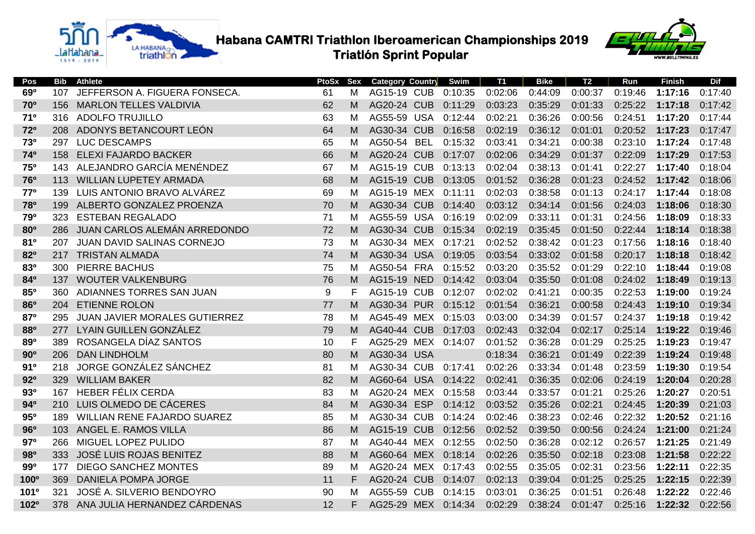# Habana CAMTRI Triathlon Iberoamerican Championships 2019
## Triatlón Sprint Popular

| Pos | Bib | Athlete | PtoSx | Sex | Category | Country | Swim | T1 | Bike | T2 | Run | Finish | Dif |
|---|---|---|---|---|---|---|---|---|---|---|---|---|---|
| 69º | 107 | JEFFERSON A. FIGUERA FONSECA. | 61 | M | AG15-19 | CUB | 0:10:35 | 0:02:06 | 0:44:09 | 0:00:37 | 0:19:46 | **1:17:16** | 0:17:40 |
| 70º | 156 | MARLON TELLES VALDIVIA | 62 | M | AG20-24 | CUB | 0:11:29 | 0:03:23 | 0:35:29 | 0:01:33 | 0:25:22 | **1:17:18** | 0:17:42 |
| 71º | 316 | ADOLFO TRUJILLO | 63 | M | AG55-59 | USA | 0:12:44 | 0:02:21 | 0:36:26 | 0:00:56 | 0:24:51 | **1:17:20** | 0:17:44 |
| 72º | 208 | ADONYS BETANCOURT LEÓN | 64 | M | AG30-34 | CUB | 0:16:58 | 0:02:19 | 0:36:12 | 0:01:01 | 0:20:52 | **1:17:23** | 0:17:47 |
| 73º | 297 | LUC DESCAMPS | 65 | M | AG50-54 | BEL | 0:15:32 | 0:03:41 | 0:34:21 | 0:00:38 | 0:23:10 | **1:17:24** | 0:17:48 |
| 74º | 158 | ELEXI FAJARDO BACKER | 66 | M | AG20-24 | CUB | 0:17:07 | 0:02:06 | 0:34:29 | 0:01:37 | 0:22:09 | **1:17:29** | 0:17:53 |
| 75º | 143 | ALEJANDRO GARCÍA MENÉNDEZ | 67 | M | AG15-19 | CUB | 0:13:13 | 0:02:04 | 0:38:13 | 0:01:41 | 0:22:27 | **1:17:40** | 0:18:04 |
| 76º | 113 | WILLIAN LUPETEY ARMADA | 68 | M | AG15-19 | CUB | 0:13:05 | 0:01:52 | 0:36:28 | 0:01:23 | 0:24:52 | **1:17:42** | 0:18:06 |
| 77º | 139 | LUIS ANTONIO BRAVO ALVÁREZ | 69 | M | AG15-19 | MEX | 0:11:11 | 0:02:03 | 0:38:58 | 0:01:13 | 0:24:17 | **1:17:44** | 0:18:08 |
| 78º | 199 | ALBERTO GONZALEZ PROENZA | 70 | M | AG30-34 | CUB | 0:14:40 | 0:03:12 | 0:34:14 | 0:01:56 | 0:24:03 | **1:18:06** | 0:18:30 |
| 79º | 323 | ESTEBAN REGALADO | 71 | M | AG55-59 | USA | 0:16:19 | 0:02:09 | 0:33:11 | 0:01:31 | 0:24:56 | **1:18:09** | 0:18:33 |
| 80º | 286 | JUAN CARLOS ALEMÁN ARREDONDO | 72 | M | AG30-34 | CUB | 0:15:34 | 0:02:19 | 0:35:45 | 0:01:50 | 0:22:44 | **1:18:14** | 0:18:38 |
| 81º | 207 | JUAN DAVID SALINAS CORNEJO | 73 | M | AG30-34 | MEX | 0:17:21 | 0:02:52 | 0:38:42 | 0:01:23 | 0:17:56 | **1:18:16** | 0:18:40 |
| 82º | 217 | TRISTAN ALMADA | 74 | M | AG30-34 | USA | 0:19:05 | 0:03:54 | 0:33:02 | 0:01:58 | 0:20:17 | **1:18:18** | 0:18:42 |
| 83º | 300 | PIERRE BACHUS | 75 | M | AG50-54 | FRA | 0:15:52 | 0:03:20 | 0:35:52 | 0:01:29 | 0:22:10 | **1:18:44** | 0:19:08 |
| 84º | 137 | WOUTER VALKENBURG | 76 | M | AG15-19 | NED | 0:14:42 | 0:03:04 | 0:35:50 | 0:01:08 | 0:24:02 | **1:18:49** | 0:19:13 |
| 85º | 360 | ADIANNES TORRES SAN JUAN | 9 | F | AG15-19 | CUB | 0:12:07 | 0:02:02 | 0:41:21 | 0:00:35 | 0:22:53 | **1:19:00** | 0:19:24 |
| 86º | 204 | ETIENNE ROLON | 77 | M | AG30-34 | PUR | 0:15:12 | 0:01:54 | 0:36:21 | 0:00:58 | 0:24:43 | **1:19:10** | 0:19:34 |
| 87º | 295 | JUAN JAVIER MORALES GUTIERREZ | 78 | M | AG45-49 | MEX | 0:15:03 | 0:03:00 | 0:34:39 | 0:01:57 | 0:24:37 | **1:19:18** | 0:19:42 |
| 88º | 277 | LYAIN GUILLEN GONZÁLEZ | 79 | M | AG40-44 | CUB | 0:17:03 | 0:02:43 | 0:32:04 | 0:02:17 | 0:25:14 | **1:19:22** | 0:19:46 |
| 89º | 389 | ROSANGELA DÍAZ SANTOS | 10 | F | AG25-29 | MEX | 0:14:07 | 0:01:52 | 0:36:28 | 0:01:29 | 0:25:25 | **1:19:23** | 0:19:47 |
| 90º | 206 | DAN LINDHOLM | 80 | M | AG30-34 | USA | | 0:18:34 | 0:36:21 | 0:01:49 | 0:22:39 | **1:19:24** | 0:19:48 |
| 91º | 218 | JORGE GONZÁLEZ SÁNCHEZ | 81 | M | AG30-34 | CUB | 0:17:41 | 0:02:26 | 0:33:34 | 0:01:48 | 0:23:59 | **1:19:30** | 0:19:54 |
| 92º | 329 | WILLIAM BAKER | 82 | M | AG60-64 | USA | 0:14:22 | 0:02:41 | 0:36:35 | 0:02:06 | 0:24:19 | **1:20:04** | 0:20:28 |
| 93º | 167 | HEBER FÉLIX CERDA | 83 | M | AG20-24 | MEX | 0:15:58 | 0:03:44 | 0:33:57 | 0:01:21 | 0:25:26 | **1:20:27** | 0:20:51 |
| 94º | 210 | LUIS OLMEDO DE CÁCERES | 84 | M | AG30-34 | ESP | 0:14:12 | 0:03:52 | 0:35:26 | 0:02:21 | 0:24:45 | **1:20:39** | 0:21:03 |
| 95º | 189 | WILLIAN RENE FAJARDO SUAREZ | 85 | M | AG30-34 | CUB | 0:14:24 | 0:02:46 | 0:38:23 | 0:02:46 | 0:22:32 | **1:20:52** | 0:21:16 |
| 96º | 103 | ANGEL E. RAMOS VILLA | 86 | M | AG15-19 | CUB | 0:12:56 | 0:02:52 | 0:39:50 | 0:00:56 | 0:24:24 | **1:21:00** | 0:21:24 |
| 97º | 266 | MIGUEL LOPEZ PULIDO | 87 | M | AG40-44 | MEX | 0:12:55 | 0:02:50 | 0:36:28 | 0:02:12 | 0:26:57 | **1:21:25** | 0:21:49 |
| 98º | 333 | JOSÉ LUIS ROJAS BENITEZ | 88 | M | AG60-64 | MEX | 0:18:14 | 0:02:26 | 0:35:50 | 0:02:18 | 0:23:08 | **1:21:58** | 0:22:22 |
| 99º | 177 | DIEGO SANCHEZ MONTES | 89 | M | AG20-24 | MEX | 0:17:43 | 0:02:55 | 0:35:05 | 0:02:31 | 0:23:56 | **1:22:11** | 0:22:35 |
| 100º | 369 | DANIELA POMPA JORGE | 11 | F | AG20-24 | CUB | 0:14:07 | 0:02:13 | 0:39:04 | 0:01:25 | 0:25:25 | **1:22:15** | 0:22:39 |
| 101º | 321 | JOSÉ A. SILVERIO BENDOYRO | 90 | M | AG55-59 | CUB | 0:14:15 | 0:03:01 | 0:36:25 | 0:01:51 | 0:26:48 | **1:22:22** | 0:22:46 |
| 102º | 378 | ANA JULIA HERNANDEZ CÁRDENAS | 12 | F | AG25-29 | MEX | 0:14:34 | 0:02:29 | 0:38:24 | 0:01:47 | 0:25:16 | **1:22:32** | 0:22:56 |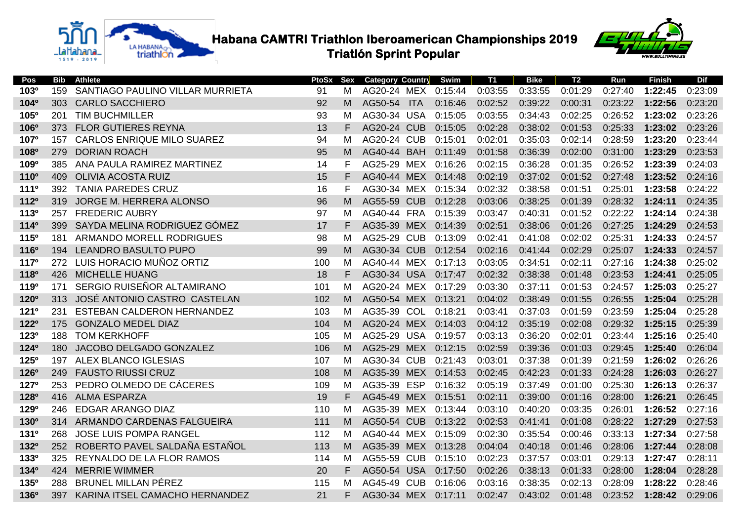# Habana CAMTRI Triathlon Iberoamerican Championships 2019
## Triatlón Sprint Popular

| Pos | Bib | Athlete | PtoSx | Sex | Category | Country | Swim | T1 | Bike | T2 | Run | Finish | Dif |
|---|---|---|---|---|---|---|---|---|---|---|---|---|---|
| **103º** | 159 | SANTIAGO PAULINO VILLAR MURRIETA | 91 | M | AG20-24 | MEX | 0:15:44 | 0:03:55 | 0:33:55 | 0:01:29 | 0:27:40 | **1:22:45** | 0:23:09 |
| **104º** | 303 | CARLO SACCHIERO | 92 | M | AG50-54 | ITA | 0:16:46 | 0:02:52 | 0:39:22 | 0:00:31 | 0:23:22 | **1:22:56** | 0:23:20 |
| **105º** | 201 | TIM BUCHMILLER | 93 | M | AG30-34 | USA | 0:15:05 | 0:03:55 | 0:34:43 | 0:02:25 | 0:26:52 | **1:23:02** | 0:23:26 |
| **106º** | 373 | FLOR GUTIERES REYNA | 13 | F | AG20-24 | CUB | 0:15:05 | 0:02:28 | 0:38:02 | 0:01:53 | 0:25:33 | **1:23:02** | 0:23:26 |
| **107º** | 157 | CARLOS ENRIQUE MILO SUAREZ | 94 | M | AG20-24 | CUB | 0:15:01 | 0:02:01 | 0:35:03 | 0:02:14 | 0:28:59 | **1:23:20** | 0:23:44 |
| **108º** | 279 | DORIAN ROACH | 95 | M | AG40-44 | BAH | 0:11:49 | 0:01:58 | 0:36:39 | 0:02:00 | 0:31:00 | **1:23:29** | 0:23:53 |
| **109º** | 385 | ANA PAULA RAMIREZ MARTINEZ | 14 | F | AG25-29 | MEX | 0:16:26 | 0:02:15 | 0:36:28 | 0:01:35 | 0:26:52 | **1:23:39** | 0:24:03 |
| **110º** | 409 | OLIVIA ACOSTA RUIZ | 15 | F | AG40-44 | MEX | 0:14:48 | 0:02:19 | 0:37:02 | 0:01:52 | 0:27:48 | **1:23:52** | 0:24:16 |
| **111º** | 392 | TANIA PAREDES CRUZ | 16 | F | AG30-34 | MEX | 0:15:34 | 0:02:32 | 0:38:58 | 0:01:51 | 0:25:01 | **1:23:58** | 0:24:22 |
| **112º** | 319 | JORGE M. HERRERA ALONSO | 96 | M | AG55-59 | CUB | 0:12:28 | 0:03:06 | 0:38:25 | 0:01:39 | 0:28:32 | **1:24:11** | 0:24:35 |
| **113º** | 257 | FREDERIC AUBRY | 97 | M | AG40-44 | FRA | 0:15:39 | 0:03:47 | 0:40:31 | 0:01:52 | 0:22:22 | **1:24:14** | 0:24:38 |
| **114º** | 399 | SAYDA MELINA RODRIGUEZ GÓMEZ | 17 | F | AG35-39 | MEX | 0:14:39 | 0:02:51 | 0:38:06 | 0:01:26 | 0:27:25 | **1:24:29** | 0:24:53 |
| **115º** | 181 | ARMANDO MORELL RODRIGUES | 98 | M | AG25-29 | CUB | 0:13:09 | 0:02:41 | 0:41:08 | 0:02:02 | 0:25:31 | **1:24:33** | 0:24:57 |
| **116º** | 194 | LEANDRO BASULTO PUPO | 99 | M | AG30-34 | CUB | 0:12:54 | 0:02:16 | 0:41:44 | 0:02:29 | 0:25:07 | **1:24:33** | 0:24:57 |
| **117º** | 272 | LUIS HORACIO MUÑOZ ORTIZ | 100 | M | AG40-44 | MEX | 0:17:13 | 0:03:05 | 0:34:51 | 0:02:11 | 0:27:16 | **1:24:38** | 0:25:02 |
| **118º** | 426 | MICHELLE HUANG | 18 | F | AG30-34 | USA | 0:17:47 | 0:02:32 | 0:38:38 | 0:01:48 | 0:23:53 | **1:24:41** | 0:25:05 |
| **119º** | 171 | SERGIO RUISEÑOR ALTAMIRANO | 101 | M | AG20-24 | MEX | 0:17:29 | 0:03:30 | 0:37:11 | 0:01:53 | 0:24:57 | **1:25:03** | 0:25:27 |
| **120º** | 313 | JOSÉ ANTONIO CASTRO CASTELAN | 102 | M | AG50-54 | MEX | 0:13:21 | 0:04:02 | 0:38:49 | 0:01:55 | 0:26:55 | **1:25:04** | 0:25:28 |
| **121º** | 231 | ESTEBAN CALDERON HERNANDEZ | 103 | M | AG35-39 | COL | 0:18:21 | 0:03:41 | 0:37:03 | 0:01:59 | 0:23:59 | **1:25:04** | 0:25:28 |
| **122º** | 175 | GONZALO MEDEL DIAZ | 104 | M | AG20-24 | MEX | 0:14:03 | 0:04:12 | 0:35:19 | 0:02:08 | 0:29:32 | **1:25:15** | 0:25:39 |
| **123º** | 188 | TOM KERKHOFF | 105 | M | AG25-29 | USA | 0:19:57 | 0:03:13 | 0:36:20 | 0:02:01 | 0:23:44 | **1:25:16** | 0:25:40 |
| **124º** | 180 | JACOBO DELGADO GONZALEZ | 106 | M | AG25-29 | MEX | 0:12:15 | 0:02:59 | 0:39:36 | 0:01:03 | 0:29:45 | **1:25:40** | 0:26:04 |
| **125º** | 197 | ALEX BLANCO IGLESIAS | 107 | M | AG30-34 | CUB | 0:21:43 | 0:03:01 | 0:37:38 | 0:01:39 | 0:21:59 | **1:26:02** | 0:26:26 |
| **126º** | 249 | FAUSTO RIUSSI CRUZ | 108 | M | AG35-39 | MEX | 0:14:53 | 0:02:45 | 0:42:23 | 0:01:33 | 0:24:28 | **1:26:03** | 0:26:27 |
| **127º** | 253 | PEDRO OLMEDO DE CÁCERES | 109 | M | AG35-39 | ESP | 0:16:32 | 0:05:19 | 0:37:49 | 0:01:00 | 0:25:30 | **1:26:13** | 0:26:37 |
| **128º** | 416 | ALMA ESPARZA | 19 | F | AG45-49 | MEX | 0:15:51 | 0:02:11 | 0:39:00 | 0:01:16 | 0:28:00 | **1:26:21** | 0:26:45 |
| **129º** | 246 | EDGAR ARANGO DIAZ | 110 | M | AG35-39 | MEX | 0:13:44 | 0:03:10 | 0:40:20 | 0:03:35 | 0:26:01 | **1:26:52** | 0:27:16 |
| **130º** | 314 | ARMANDO CARDENAS FALGUEIRA | 111 | M | AG50-54 | CUB | 0:13:22 | 0:02:53 | 0:41:41 | 0:01:08 | 0:28:22 | **1:27:29** | 0:27:53 |
| **131º** | 268 | JOSE LUIS POMPA RANGEL | 112 | M | AG40-44 | MEX | 0:15:09 | 0:02:30 | 0:35:54 | 0:00:46 | 0:33:13 | **1:27:34** | 0:27:58 |
| **132º** | 252 | ROBERTO PAVEL SALDAÑA ESTAÑOL | 113 | M | AG35-39 | MEX | 0:13:28 | 0:04:04 | 0:40:18 | 0:01:46 | 0:28:06 | **1:27:44** | 0:28:08 |
| **133º** | 325 | REYNALDO DE LA FLOR RAMOS | 114 | M | AG55-59 | CUB | 0:15:10 | 0:02:23 | 0:37:57 | 0:03:01 | 0:29:13 | **1:27:47** | 0:28:11 |
| **134º** | 424 | MERRIE WIMMER | 20 | F | AG50-54 | USA | 0:17:50 | 0:02:26 | 0:38:13 | 0:01:33 | 0:28:00 | **1:28:04** | 0:28:28 |
| **135º** | 288 | BRUNEL MILLAN PÉREZ | 115 | M | AG45-49 | CUB | 0:16:06 | 0:03:16 | 0:38:35 | 0:02:13 | 0:28:09 | **1:28:22** | 0:28:46 |
| **136º** | 397 | KARINA ITSEL CAMACHO HERNANDEZ | 21 | F | AG30-34 | MEX | 0:17:11 | 0:02:47 | 0:43:02 | 0:01:48 | 0:23:52 | **1:28:42** | 0:29:06 |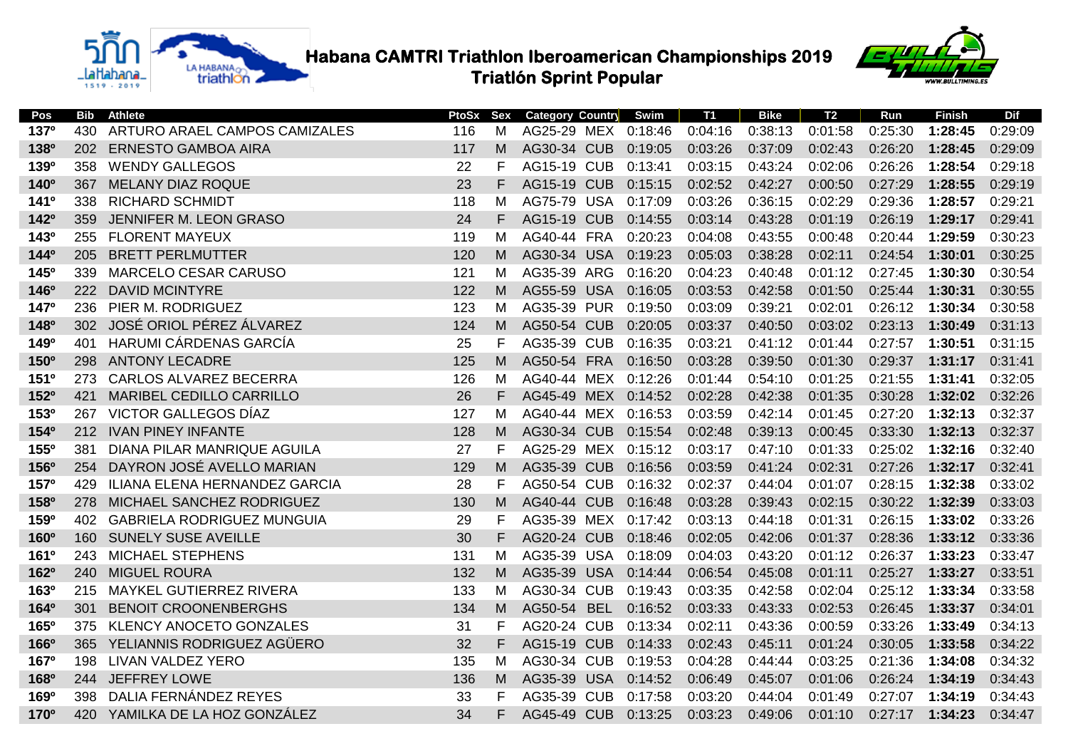# Habana CAMTRI Triathlon Iberoamerican Championships 2019

## Triatlón Sprint Popular

| Pos | Bib | Athlete | PtoSx | Sex | Category | Country | Swim | T1 | Bike | T2 | Run | Finish | Dif |
|---|---|---|---|---|---|---|---|---|---|---|---|---|---|
| 137º | 430 | ARTURO ARAEL CAMPOS CAMIZALES | 116 | M | AG25-29 | MEX | 0:18:46 | 0:04:16 | 0:38:13 | 0:01:58 | 0:25:30 | **1:28:45** | 0:29:09 |
| 138º | 202 | ERNESTO GAMBOA AIRA | 117 | M | AG30-34 | CUB | 0:19:05 | 0:03:26 | 0:37:09 | 0:02:43 | 0:26:20 | **1:28:45** | 0:29:09 |
| 139º | 358 | WENDY GALLEGOS | 22 | F | AG15-19 | CUB | 0:13:41 | 0:03:15 | 0:43:24 | 0:02:06 | 0:26:26 | **1:28:54** | 0:29:18 |
| 140º | 367 | MELANY DIAZ ROQUE | 23 | F | AG15-19 | CUB | 0:15:15 | 0:02:52 | 0:42:27 | 0:00:50 | 0:27:29 | **1:28:55** | 0:29:19 |
| 141º | 338 | RICHARD SCHMIDT | 118 | M | AG75-79 | USA | 0:17:09 | 0:03:26 | 0:36:15 | 0:02:29 | 0:29:36 | **1:28:57** | 0:29:21 |
| 142º | 359 | JENNIFER M. LEON GRASO | 24 | F | AG15-19 | CUB | 0:14:55 | 0:03:14 | 0:43:28 | 0:01:19 | 0:26:19 | **1:29:17** | 0:29:41 |
| 143º | 255 | FLORENT MAYEUX | 119 | M | AG40-44 | FRA | 0:20:23 | 0:04:08 | 0:43:55 | 0:00:48 | 0:20:44 | **1:29:59** | 0:30:23 |
| 144º | 205 | BRETT PERLMUTTER | 120 | M | AG30-34 | USA | 0:19:23 | 0:05:03 | 0:38:28 | 0:02:11 | 0:24:54 | **1:30:01** | 0:30:25 |
| 145º | 339 | MARCELO CESAR CARUSO | 121 | M | AG35-39 | ARG | 0:16:20 | 0:04:23 | 0:40:48 | 0:01:12 | 0:27:45 | **1:30:30** | 0:30:54 |
| 146º | 222 | DAVID MCINTYRE | 122 | M | AG55-59 | USA | 0:16:05 | 0:03:53 | 0:42:58 | 0:01:50 | 0:25:44 | **1:30:31** | 0:30:55 |
| 147º | 236 | PIER M. RODRIGUEZ | 123 | M | AG35-39 | PUR | 0:19:50 | 0:03:09 | 0:39:21 | 0:02:01 | 0:26:12 | **1:30:34** | 0:30:58 |
| 148º | 302 | JOSÉ ORIOL PÉREZ ÁLVAREZ | 124 | M | AG50-54 | CUB | 0:20:05 | 0:03:37 | 0:40:50 | 0:03:02 | 0:23:13 | **1:30:49** | 0:31:13 |
| 149º | 401 | HARUMI CÁRDENAS GARCÍA | 25 | F | AG35-39 | CUB | 0:16:35 | 0:03:21 | 0:41:12 | 0:01:44 | 0:27:57 | **1:30:51** | 0:31:15 |
| 150º | 298 | ANTONY LECADRE | 125 | M | AG50-54 | FRA | 0:16:50 | 0:03:28 | 0:39:50 | 0:01:30 | 0:29:37 | **1:31:17** | 0:31:41 |
| 151º | 273 | CARLOS ALVAREZ BECERRA | 126 | M | AG40-44 | MEX | 0:12:26 | 0:01:44 | 0:54:10 | 0:01:25 | 0:21:55 | **1:31:41** | 0:32:05 |
| 152º | 421 | MARIBEL CEDILLO CARRILLO | 26 | F | AG45-49 | MEX | 0:14:52 | 0:02:28 | 0:42:38 | 0:01:35 | 0:30:28 | **1:32:02** | 0:32:26 |
| 153º | 267 | VICTOR GALLEGOS DÍAZ | 127 | M | AG40-44 | MEX | 0:16:53 | 0:03:59 | 0:42:14 | 0:01:45 | 0:27:20 | **1:32:13** | 0:32:37 |
| 154º | 212 | IVAN PINEY INFANTE | 128 | M | AG30-34 | CUB | 0:15:54 | 0:02:48 | 0:39:13 | 0:00:45 | 0:33:30 | **1:32:13** | 0:32:37 |
| 155º | 381 | DIANA PILAR MANRIQUE AGUILA | 27 | F | AG25-29 | MEX | 0:15:12 | 0:03:17 | 0:47:10 | 0:01:33 | 0:25:02 | **1:32:16** | 0:32:40 |
| 156º | 254 | DAYRON JOSÉ AVELLO MARIAN | 129 | M | AG35-39 | CUB | 0:16:56 | 0:03:59 | 0:41:24 | 0:02:31 | 0:27:26 | **1:32:17** | 0:32:41 |
| 157º | 429 | ILIANA ELENA HERNANDEZ GARCIA | 28 | F | AG50-54 | CUB | 0:16:32 | 0:02:37 | 0:44:04 | 0:01:07 | 0:28:15 | **1:32:38** | 0:33:02 |
| 158º | 278 | MICHAEL SANCHEZ RODRIGUEZ | 130 | M | AG40-44 | CUB | 0:16:48 | 0:03:28 | 0:39:43 | 0:02:15 | 0:30:22 | **1:32:39** | 0:33:03 |
| 159º | 402 | GABRIELA RODRIGUEZ MUNGUIA | 29 | F | AG35-39 | MEX | 0:17:42 | 0:03:13 | 0:44:18 | 0:01:31 | 0:26:15 | **1:33:02** | 0:33:26 |
| 160º | 160 | SUNELY SUSE AVEILLE | 30 | F | AG20-24 | CUB | 0:18:46 | 0:02:05 | 0:42:06 | 0:01:37 | 0:28:36 | **1:33:12** | 0:33:36 |
| 161º | 243 | MICHAEL STEPHENS | 131 | M | AG35-39 | USA | 0:18:09 | 0:04:03 | 0:43:20 | 0:01:12 | 0:26:37 | **1:33:23** | 0:33:47 |
| 162º | 240 | MIGUEL ROURA | 132 | M | AG35-39 | USA | 0:14:44 | 0:06:54 | 0:45:08 | 0:01:11 | 0:25:27 | **1:33:27** | 0:33:51 |
| 163º | 215 | MAYKEL GUTIERREZ RIVERA | 133 | M | AG30-34 | CUB | 0:19:43 | 0:03:35 | 0:42:58 | 0:02:04 | 0:25:12 | **1:33:34** | 0:33:58 |
| 164º | 301 | BENOIT CROONENBERGHS | 134 | M | AG50-54 | BEL | 0:16:52 | 0:03:33 | 0:43:33 | 0:02:53 | 0:26:45 | **1:33:37** | 0:34:01 |
| 165º | 375 | KLENCY ANOCETO GONZALES | 31 | F | AG20-24 | CUB | 0:13:34 | 0:02:11 | 0:43:36 | 0:00:59 | 0:33:26 | **1:33:49** | 0:34:13 |
| 166º | 365 | YELIANNIS RODRIGUEZ AGÜERO | 32 | F | AG15-19 | CUB | 0:14:33 | 0:02:43 | 0:45:11 | 0:01:24 | 0:30:05 | **1:33:58** | 0:34:22 |
| 167º | 198 | LIVAN VALDEZ YERO | 135 | M | AG30-34 | CUB | 0:19:53 | 0:04:28 | 0:44:44 | 0:03:25 | 0:21:36 | **1:34:08** | 0:34:32 |
| 168º | 244 | JEFFREY LOWE | 136 | M | AG35-39 | USA | 0:14:52 | 0:06:49 | 0:45:07 | 0:01:06 | 0:26:24 | **1:34:19** | 0:34:43 |
| 169º | 398 | DALIA FERNÁNDEZ REYES | 33 | F | AG35-39 | CUB | 0:17:58 | 0:03:20 | 0:44:04 | 0:01:49 | 0:27:07 | **1:34:19** | 0:34:43 |
| 170º | 420 | YAMILKA DE LA HOZ GONZÁLEZ | 34 | F | AG45-49 | CUB | 0:13:25 | 0:03:23 | 0:49:06 | 0:01:10 | 0:27:17 | **1:34:23** | 0:34:47 |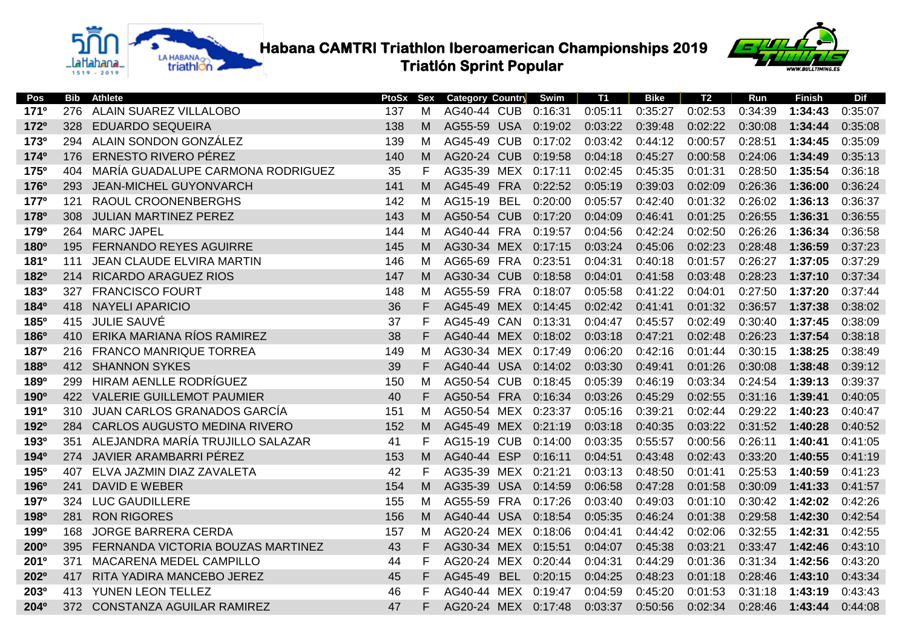# Habana CAMTRI Triathlon Iberoamerican Championships 2019
## Triatlón Sprint Popular

| Pos | Bib | Athlete | PtoSx | Sex | Category | Country | Swim | T1 | Bike | T2 | Run | Finish | Dif |
|---|---|---|---|---|---|---|---|---|---|---|---|---|---|
| 171º | 276 | ALAIN SUAREZ VILLALOBO | 137 | M | AG40-44 | CUB | 0:16:31 | 0:05:11 | 0:35:27 | 0:02:53 | 0:34:39 | **1:34:43** | 0:35:07 |
| 172º | 328 | EDUARDO SEQUEIRA | 138 | M | AG55-59 | USA | 0:19:02 | 0:03:22 | 0:39:48 | 0:02:22 | 0:30:08 | **1:34:44** | 0:35:08 |
| 173º | 294 | ALAIN SONDON GONZÁLEZ | 139 | M | AG45-49 | CUB | 0:17:02 | 0:03:42 | 0:44:12 | 0:00:57 | 0:28:51 | **1:34:45** | 0:35:09 |
| 174º | 176 | ERNESTO RIVERO PÉREZ | 140 | M | AG20-24 | CUB | 0:19:58 | 0:04:18 | 0:45:27 | 0:00:58 | 0:24:06 | **1:34:49** | 0:35:13 |
| 175º | 404 | MARÍA GUADALUPE CARMONA RODRIGUEZ | 35 | F | AG35-39 | MEX | 0:17:11 | 0:02:45 | 0:45:35 | 0:01:31 | 0:28:50 | **1:35:54** | 0:36:18 |
| 176º | 293 | JEAN-MICHEL GUYONVARCH | 141 | M | AG45-49 | FRA | 0:22:52 | 0:05:19 | 0:39:03 | 0:02:09 | 0:26:36 | **1:36:00** | 0:36:24 |
| 177º | 121 | RAOUL CROONENBERGHS | 142 | M | AG15-19 | BEL | 0:20:00 | 0:05:57 | 0:42:40 | 0:01:32 | 0:26:02 | **1:36:13** | 0:36:37 |
| 178º | 308 | JULIAN MARTINEZ PEREZ | 143 | M | AG50-54 | CUB | 0:17:20 | 0:04:09 | 0:46:41 | 0:01:25 | 0:26:55 | **1:36:31** | 0:36:55 |
| 179º | 264 | MARC JAPEL | 144 | M | AG40-44 | FRA | 0:19:57 | 0:04:56 | 0:42:24 | 0:02:50 | 0:26:26 | **1:36:34** | 0:36:58 |
| 180º | 195 | FERNANDO REYES AGUIRRE | 145 | M | AG30-34 | MEX | 0:17:15 | 0:03:24 | 0:45:06 | 0:02:23 | 0:28:48 | **1:36:59** | 0:37:23 |
| 181º | 111 | JEAN CLAUDE ELVIRA MARTIN | 146 | M | AG65-69 | FRA | 0:23:51 | 0:04:31 | 0:40:18 | 0:01:57 | 0:26:27 | **1:37:05** | 0:37:29 |
| 182º | 214 | RICARDO ARAGUEZ RIOS | 147 | M | AG30-34 | CUB | 0:18:58 | 0:04:01 | 0:41:58 | 0:03:48 | 0:28:23 | **1:37:10** | 0:37:34 |
| 183º | 327 | FRANCISCO FOURT | 148 | M | AG55-59 | FRA | 0:18:07 | 0:05:58 | 0:41:22 | 0:04:01 | 0:27:50 | **1:37:20** | 0:37:44 |
| 184º | 418 | NAYELI APARICIO | 36 | F | AG45-49 | MEX | 0:14:45 | 0:02:42 | 0:41:41 | 0:01:32 | 0:36:57 | **1:37:38** | 0:38:02 |
| 185º | 415 | JULIE SAUVÉ | 37 | F | AG45-49 | CAN | 0:13:31 | 0:04:47 | 0:45:57 | 0:02:49 | 0:30:40 | **1:37:45** | 0:38:09 |
| 186º | 410 | ERIKA MARIANA RÍOS RAMIREZ | 38 | F | AG40-44 | MEX | 0:18:02 | 0:03:18 | 0:47:21 | 0:02:48 | 0:26:23 | **1:37:54** | 0:38:18 |
| 187º | 216 | FRANCO MANRIQUE TORREA | 149 | M | AG30-34 | MEX | 0:17:49 | 0:06:20 | 0:42:16 | 0:01:44 | 0:30:15 | **1:38:25** | 0:38:49 |
| 188º | 412 | SHANNON SYKES | 39 | F | AG40-44 | USA | 0:14:02 | 0:03:30 | 0:49:41 | 0:01:26 | 0:30:08 | **1:38:48** | 0:39:12 |
| 189º | 299 | HIRAM AENLLE RODRÍGUEZ | 150 | M | AG50-54 | CUB | 0:18:45 | 0:05:39 | 0:46:19 | 0:03:34 | 0:24:54 | **1:39:13** | 0:39:37 |
| 190º | 422 | VALERIE GUILLEMOT PAUMIER | 40 | F | AG50-54 | FRA | 0:16:34 | 0:03:26 | 0:45:29 | 0:02:55 | 0:31:16 | **1:39:41** | 0:40:05 |
| 191º | 310 | JUAN CARLOS GRANADOS GARCÍA | 151 | M | AG50-54 | MEX | 0:23:37 | 0:05:16 | 0:39:21 | 0:02:44 | 0:29:22 | **1:40:23** | 0:40:47 |
| 192º | 284 | CARLOS AUGUSTO MEDINA RIVERO | 152 | M | AG45-49 | MEX | 0:21:19 | 0:03:18 | 0:40:35 | 0:03:22 | 0:31:52 | **1:40:28** | 0:40:52 |
| 193º | 351 | ALEJANDRA MARÍA TRUJILLO SALAZAR | 41 | F | AG15-19 | CUB | 0:14:00 | 0:03:35 | 0:55:57 | 0:00:56 | 0:26:11 | **1:40:41** | 0:41:05 |
| 194º | 274 | JAVIER ARAMBARRI PÉREZ | 153 | M | AG40-44 | ESP | 0:16:11 | 0:04:51 | 0:43:48 | 0:02:43 | 0:33:20 | **1:40:55** | 0:41:19 |
| 195º | 407 | ELVA JAZMIN DIAZ ZAVALETA | 42 | F | AG35-39 | MEX | 0:21:21 | 0:03:13 | 0:48:50 | 0:01:41 | 0:25:53 | **1:40:59** | 0:41:23 |
| 196º | 241 | DAVID E WEBER | 154 | M | AG35-39 | USA | 0:14:59 | 0:06:58 | 0:47:28 | 0:01:58 | 0:30:09 | **1:41:33** | 0:41:57 |
| 197º | 324 | LUC GAUDILLERE | 155 | M | AG55-59 | FRA | 0:17:26 | 0:03:40 | 0:49:03 | 0:01:10 | 0:30:42 | **1:42:02** | 0:42:26 |
| 198º | 281 | RON RIGORES | 156 | M | AG40-44 | USA | 0:18:54 | 0:05:35 | 0:46:24 | 0:01:38 | 0:29:58 | **1:42:30** | 0:42:54 |
| 199º | 168 | JORGE BARRERA CERDA | 157 | M | AG20-24 | MEX | 0:18:06 | 0:04:41 | 0:44:42 | 0:02:06 | 0:32:55 | **1:42:31** | 0:42:55 |
| 200º | 395 | FERNANDA VICTORIA BOUZAS MARTINEZ | 43 | F | AG30-34 | MEX | 0:15:51 | 0:04:07 | 0:45:38 | 0:03:21 | 0:33:47 | **1:42:46** | 0:43:10 |
| 201º | 371 | MACARENA MEDEL CAMPILLO | 44 | F | AG20-24 | MEX | 0:20:44 | 0:04:31 | 0:44:29 | 0:01:36 | 0:31:34 | **1:42:56** | 0:43:20 |
| 202º | 417 | RITA YADIRA MANCEBO JEREZ | 45 | F | AG45-49 | BEL | 0:20:15 | 0:04:25 | 0:48:23 | 0:01:18 | 0:28:46 | **1:43:10** | 0:43:34 |
| 203º | 413 | YUNEN LEON TELLEZ | 46 | F | AG40-44 | MEX | 0:19:47 | 0:04:59 | 0:45:20 | 0:01:53 | 0:31:18 | **1:43:19** | 0:43:43 |
| 204º | 372 | CONSTANZA AGUILAR RAMIREZ | 47 | F | AG20-24 | MEX | 0:17:48 | 0:03:37 | 0:50:56 | 0:02:34 | 0:28:46 | **1:43:44** | 0:44:08 |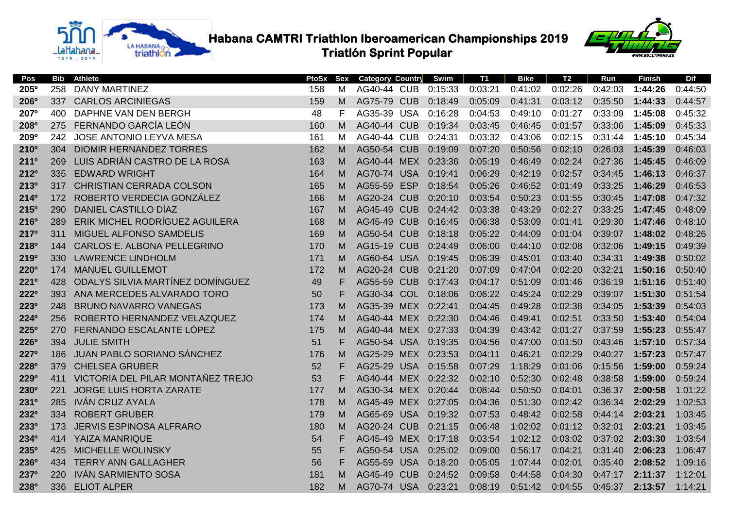# Habana CAMTRI Triathlon Iberoamerican Championships 2019
## Triatlón Sprint Popular

| Pos | Bib | Athlete | PtoSx | Sex | Category | Country | Swim | T1 | Bike | T2 | Run | Finish | Dif |
|---|---|---|---|---|---|---|---|---|---|---|---|---|---|
| 205º | 258 | DANY MARTINEZ | 158 | M | AG40-44 | CUB | 0:15:33 | 0:03:21 | 0:41:02 | 0:02:26 | 0:42:03 | **1:44:26** | 0:44:50 |
| 206º | 337 | CARLOS ARCINIEGAS | 159 | M | AG75-79 | CUB | 0:18:49 | 0:05:09 | 0:41:31 | 0:03:12 | 0:35:50 | **1:44:33** | 0:44:57 |
| 207º | 400 | DAPHNE VAN DEN BERGH | 48 | F | AG35-39 | USA | 0:16:28 | 0:04:53 | 0:49:10 | 0:01:27 | 0:33:09 | **1:45:08** | 0:45:32 |
| 208º | 275 | FERNANDO GARCÍA LEÓN | 160 | M | AG40-44 | CUB | 0:19:34 | 0:03:45 | 0:46:45 | 0:01:57 | 0:33:06 | **1:45:09** | 0:45:33 |
| 209º | 242 | JOSE ANTONIO LEYVA MESA | 161 | M | AG40-44 | CUB | 0:24:31 | 0:03:32 | 0:43:06 | 0:02:15 | 0:31:44 | **1:45:10** | 0:45:34 |
| 210º | 304 | DIOMIR HERNANDEZ TORRES | 162 | M | AG50-54 | CUB | 0:19:09 | 0:07:20 | 0:50:56 | 0:02:10 | 0:26:03 | **1:45:39** | 0:46:03 |
| 211º | 269 | LUIS ADRIÁN CASTRO DE LA ROSA | 163 | M | AG40-44 | MEX | 0:23:36 | 0:05:19 | 0:46:49 | 0:02:24 | 0:27:36 | **1:45:45** | 0:46:09 |
| 212º | 335 | EDWARD WRIGHT | 164 | M | AG70-74 | USA | 0:19:41 | 0:06:29 | 0:42:19 | 0:02:57 | 0:34:45 | **1:46:13** | 0:46:37 |
| 213º | 317 | CHRISTIAN CERRADA COLSON | 165 | M | AG55-59 | ESP | 0:18:54 | 0:05:26 | 0:46:52 | 0:01:49 | 0:33:25 | **1:46:29** | 0:46:53 |
| 214º | 172 | ROBERTO VERDECIA GONZÁLEZ | 166 | M | AG20-24 | CUB | 0:20:10 | 0:03:54 | 0:50:23 | 0:01:55 | 0:30:45 | **1:47:08** | 0:47:32 |
| 215º | 290 | DANIEL CASTILLO DÍAZ | 167 | M | AG45-49 | CUB | 0:24:42 | 0:03:38 | 0:43:29 | 0:02:27 | 0:33:25 | **1:47:45** | 0:48:09 |
| 216º | 289 | ERIK MICHEL RODRÍGUEZ AGUILERA | 168 | M | AG45-49 | CUB | 0:16:45 | 0:06:38 | 0:53:09 | 0:01:41 | 0:29:30 | **1:47:46** | 0:48:10 |
| 217º | 311 | MIGUEL ALFONSO SAMDELIS | 169 | M | AG50-54 | CUB | 0:18:18 | 0:05:22 | 0:44:09 | 0:01:04 | 0:39:07 | **1:48:02** | 0:48:26 |
| 218º | 144 | CARLOS E. ALBONA PELLEGRINO | 170 | M | AG15-19 | CUB | 0:24:49 | 0:06:00 | 0:44:10 | 0:02:08 | 0:32:06 | **1:49:15** | 0:49:39 |
| 219º | 330 | LAWRENCE LINDHOLM | 171 | M | AG60-64 | USA | 0:19:45 | 0:06:39 | 0:45:01 | 0:03:40 | 0:34:31 | **1:49:38** | 0:50:02 |
| 220º | 174 | MANUEL GUILLEMOT | 172 | M | AG20-24 | CUB | 0:21:20 | 0:07:09 | 0:47:04 | 0:02:20 | 0:32:21 | **1:50:16** | 0:50:40 |
| 221º | 428 | ODALYS SILVIA MARTÍNEZ DOMÍNGUEZ | 49 | F | AG55-59 | CUB | 0:17:43 | 0:04:17 | 0:51:09 | 0:01:46 | 0:36:19 | **1:51:16** | 0:51:40 |
| 222º | 393 | ANA MERCEDES ALVARADO TORO | 50 | F | AG30-34 | COL | 0:18:06 | 0:06:22 | 0:45:24 | 0:02:29 | 0:39:07 | **1:51:30** | 0:51:54 |
| 223º | 248 | BRUNO NAVARRO VANEGAS | 173 | M | AG35-39 | MEX | 0:22:41 | 0:04:45 | 0:49:28 | 0:02:38 | 0:34:05 | **1:53:39** | 0:54:03 |
| 224º | 256 | ROBERTO HERNANDEZ VELAZQUEZ | 174 | M | AG40-44 | MEX | 0:22:30 | 0:04:46 | 0:49:41 | 0:02:51 | 0:33:50 | **1:53:40** | 0:54:04 |
| 225º | 270 | FERNANDO ESCALANTE LÓPEZ | 175 | M | AG40-44 | MEX | 0:27:33 | 0:04:39 | 0:43:42 | 0:01:27 | 0:37:59 | **1:55:23** | 0:55:47 |
| 226º | 394 | JULIE SMITH | 51 | F | AG50-54 | USA | 0:19:35 | 0:04:56 | 0:47:00 | 0:01:50 | 0:43:46 | **1:57:10** | 0:57:34 |
| 227º | 186 | JUAN PABLO SORIANO SÁNCHEZ | 176 | M | AG25-29 | MEX | 0:23:53 | 0:04:11 | 0:46:21 | 0:02:29 | 0:40:27 | **1:57:23** | 0:57:47 |
| 228º | 379 | CHELSEA GRUBER | 52 | F | AG25-29 | USA | 0:15:58 | 0:07:29 | 1:18:29 | 0:01:06 | 0:15:56 | **1:59:00** | 0:59:24 |
| 229º | 411 | VICTORIA DEL PILAR MONTAÑEZ TREJO | 53 | F | AG40-44 | MEX | 0:22:32 | 0:02:10 | 0:52:30 | 0:02:48 | 0:38:58 | **1:59:00** | 0:59:24 |
| 230º | 221 | JORGE LUIS HORTA ZARATE | 177 | M | AG30-34 | MEX | 0:20:44 | 0:08:44 | 0:50:50 | 0:04:01 | 0:36:37 | **2:00:58** | 1:01:22 |
| 231º | 285 | IVÁN CRUZ AYALA | 178 | M | AG45-49 | MEX | 0:27:05 | 0:04:36 | 0:51:30 | 0:02:42 | 0:36:34 | **2:02:29** | 1:02:53 |
| 232º | 334 | ROBERT GRUBER | 179 | M | AG65-69 | USA | 0:19:32 | 0:07:53 | 0:48:42 | 0:02:58 | 0:44:14 | **2:03:21** | 1:03:45 |
| 233º | 173 | JERVIS ESPINOSA ALFRARO | 180 | M | AG20-24 | CUB | 0:21:15 | 0:06:48 | 1:02:02 | 0:01:12 | 0:32:01 | **2:03:21** | 1:03:45 |
| 234º | 414 | YAIZA MANRIQUE | 54 | F | AG45-49 | MEX | 0:17:18 | 0:03:54 | 1:02:12 | 0:03:02 | 0:37:02 | **2:03:30** | 1:03:54 |
| 235º | 425 | MICHELLE WOLINSKY | 55 | F | AG50-54 | USA | 0:25:02 | 0:09:00 | 0:56:17 | 0:04:21 | 0:31:40 | **2:06:23** | 1:06:47 |
| 236º | 434 | TERRY ANN GALLAGHER | 56 | F | AG55-59 | USA | 0:18:20 | 0:05:05 | 1:07:44 | 0:02:01 | 0:35:40 | **2:08:52** | 1:09:16 |
| 237º | 220 | IVÁN SARMIENTO SOSA | 181 | M | AG45-49 | CUB | 0:24:52 | 0:09:58 | 0:44:58 | 0:04:30 | 0:47:17 | **2:11:37** | 1:12:01 |
| 238º | 336 | ELIOT ALPER | 182 | M | AG70-74 | USA | 0:23:21 | 0:08:19 | 0:51:42 | 0:04:55 | 0:45:37 | **2:13:57** | 1:14:21 |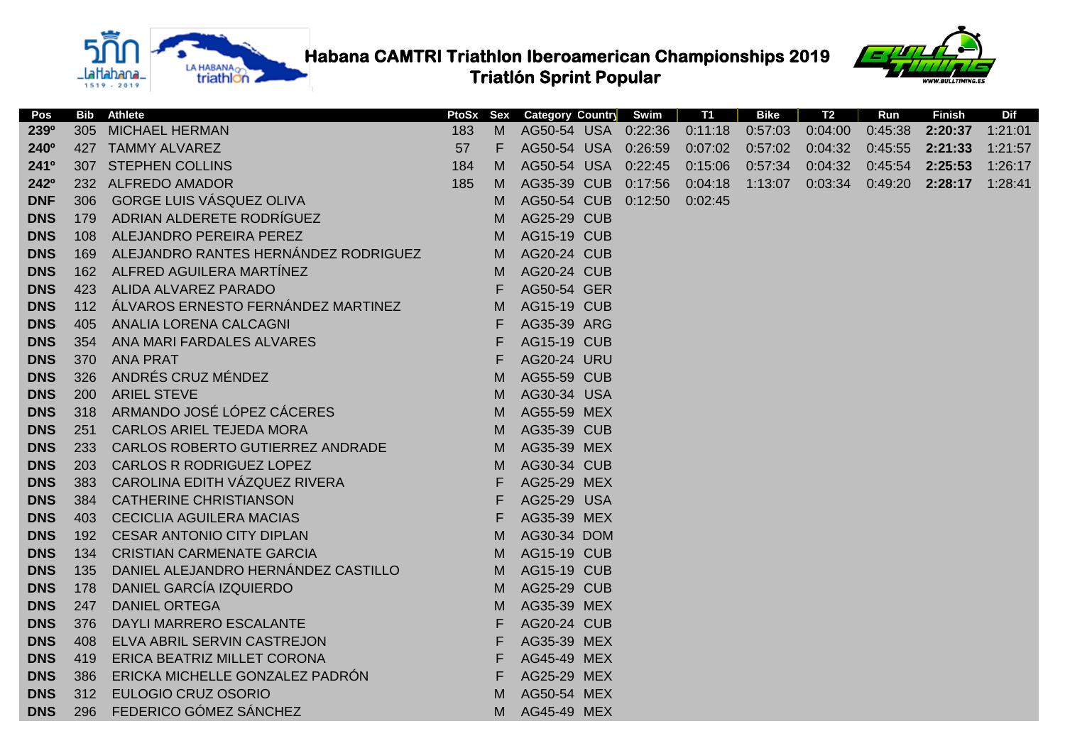# Habana CAMTRI Triathlon Iberoamerican Championships 2019
## Triatlón Sprint Popular

| Pos | Bib | Athlete | PtoSx | Sex | Category | Country | Swim | T1 | Bike | T2 | Run | Finish | Dif |
|---|---|---|---|---|---|---|---|---|---|---|---|---|---|
| **239º** | 305 | MICHAEL HERMAN | 183 | M | AG50-54 | USA | 0:22:36 | 0:11:18 | 0:57:03 | 0:04:00 | 0:45:38 | **2:20:37** | 1:21:01 |
| **240º** | 427 | TAMMY ALVAREZ | 57 | F | AG50-54 | USA | 0:26:59 | 0:07:02 | 0:57:02 | 0:04:32 | 0:45:55 | **2:21:33** | 1:21:57 |
| **241º** | 307 | STEPHEN COLLINS | 184 | M | AG50-54 | USA | 0:22:45 | 0:15:06 | 0:57:34 | 0:04:32 | 0:45:54 | **2:25:53** | 1:26:17 |
| **242º** | 232 | ALFREDO AMADOR | 185 | M | AG35-39 | CUB | 0:17:56 | 0:04:18 | 1:13:07 | 0:03:34 | 0:49:20 | **2:28:17** | 1:28:41 |
| **DNF** | 306 | GORGE LUIS VÁSQUEZ OLIVA | | M | AG50-54 | CUB | 0:12:50 | 0:02:45 | | | | | |
| **DNS** | 179 | ADRIAN ALDERETE RODRÍGUEZ | | M | AG25-29 | CUB | | | | | | | |
| **DNS** | 108 | ALEJANDRO PEREIRA PEREZ | | M | AG15-19 | CUB | | | | | | | |
| **DNS** | 169 | ALEJANDRO RANTES HERNÁNDEZ RODRIGUEZ | | M | AG20-24 | CUB | | | | | | | |
| **DNS** | 162 | ALFRED AGUILERA MARTÍNEZ | | M | AG20-24 | CUB | | | | | | | |
| **DNS** | 423 | ALIDA ALVAREZ PARADO | | F | AG50-54 | GER | | | | | | | |
| **DNS** | 112 | ÁLVAROS ERNESTO FERNÁNDEZ MARTINEZ | | M | AG15-19 | CUB | | | | | | | |
| **DNS** | 405 | ANALIA LORENA CALCAGNI | | F | AG35-39 | ARG | | | | | | | |
| **DNS** | 354 | ANA MARI FARDALES ALVARES | | F | AG15-19 | CUB | | | | | | | |
| **DNS** | 370 | ANA PRAT | | F | AG20-24 | URU | | | | | | | |
| **DNS** | 326 | ANDRÉS CRUZ MÉNDEZ | | M | AG55-59 | CUB | | | | | | | |
| **DNS** | 200 | ARIEL STEVE | | M | AG30-34 | USA | | | | | | | |
| **DNS** | 318 | ARMANDO JOSÉ LÓPEZ CÁCERES | | M | AG55-59 | MEX | | | | | | | |
| **DNS** | 251 | CARLOS ARIEL TEJEDA MORA | | M | AG35-39 | CUB | | | | | | | |
| **DNS** | 233 | CARLOS ROBERTO GUTIERREZ ANDRADE | | M | AG35-39 | MEX | | | | | | | |
| **DNS** | 203 | CARLOS R RODRIGUEZ LOPEZ | | M | AG30-34 | CUB | | | | | | | |
| **DNS** | 383 | CAROLINA EDITH VÁZQUEZ RIVERA | | F | AG25-29 | MEX | | | | | | | |
| **DNS** | 384 | CATHERINE CHRISTIANSON | | F | AG25-29 | USA | | | | | | | |
| **DNS** | 403 | CECICLIA AGUILERA MACIAS | | F | AG35-39 | MEX | | | | | | | |
| **DNS** | 192 | CESAR ANTONIO CITY DIPLAN | | M | AG30-34 | DOM | | | | | | | |
| **DNS** | 134 | CRISTIAN CARMENATE GARCIA | | M | AG15-19 | CUB | | | | | | | |
| **DNS** | 135 | DANIEL ALEJANDRO HERNÁNDEZ CASTILLO | | M | AG15-19 | CUB | | | | | | | |
| **DNS** | 178 | DANIEL GARCÍA IZQUIERDO | | M | AG25-29 | CUB | | | | | | | |
| **DNS** | 247 | DANIEL ORTEGA | | M | AG35-39 | MEX | | | | | | | |
| **DNS** | 376 | DAYLI MARRERO ESCALANTE | | F | AG20-24 | CUB | | | | | | | |
| **DNS** | 408 | ELVA ABRIL SERVIN CASTREJON | | F | AG35-39 | MEX | | | | | | | |
| **DNS** | 419 | ERICA BEATRIZ MILLET CORONA | | F | AG45-49 | MEX | | | | | | | |
| **DNS** | 386 | ERICKA MICHELLE GONZALEZ PADRÓN | | F | AG25-29 | MEX | | | | | | | |
| **DNS** | 312 | EULOGIO CRUZ OSORIO | | M | AG50-54 | MEX | | | | | | | |
| **DNS** | 296 | FEDERICO GÓMEZ SÁNCHEZ | | M | AG45-49 | MEX | | | | | | | |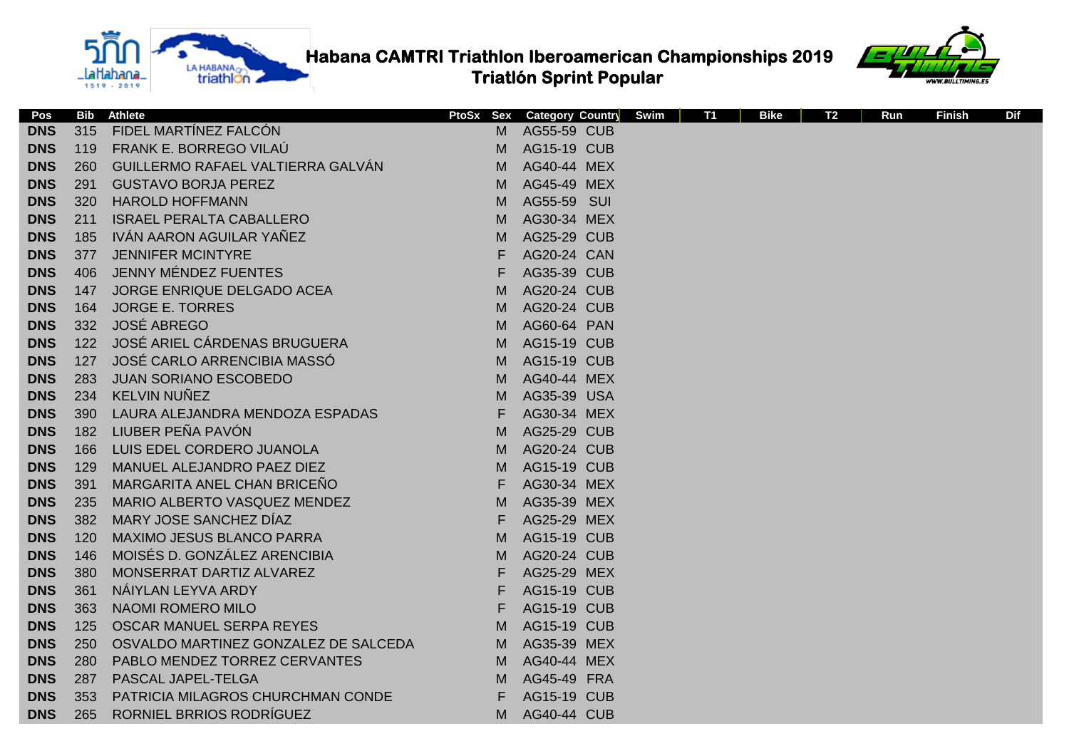# Habana CAMTRI Triathlon Iberoamerican Championships 2019
## Triatlón Sprint Popular

| Pos | Bib | Athlete | PtoSx | Sex | Category | Country | Swim | T1 | Bike | T2 | Run | Finish | Dif |
|---|---|---|---|---|---|---|---|---|---|---|---|---|---|
| DNS | 315 | FIDEL MARTÍNEZ FALCÓN | | M | AG55-59 | CUB | | | | | | | |
| DNS | 119 | FRANK E. BORREGO VILAÚ | | M | AG15-19 | CUB | | | | | | | |
| DNS | 260 | GUILLERMO RAFAEL VALTIERRA GALVÁN | | M | AG40-44 | MEX | | | | | | | |
| DNS | 291 | GUSTAVO BORJA PEREZ | | M | AG45-49 | MEX | | | | | | | |
| DNS | 320 | HAROLD HOFFMANN | | M | AG55-59 | SUI | | | | | | | |
| DNS | 211 | ISRAEL PERALTA CABALLERO | | M | AG30-34 | MEX | | | | | | | |
| DNS | 185 | IVÁN AARON AGUILAR YAÑEZ | | M | AG25-29 | CUB | | | | | | | |
| DNS | 377 | JENNIFER MCINTYRE | | F | AG20-24 | CAN | | | | | | | |
| DNS | 406 | JENNY MÉNDEZ FUENTES | | F | AG35-39 | CUB | | | | | | | |
| DNS | 147 | JORGE ENRIQUE DELGADO ACEA | | M | AG20-24 | CUB | | | | | | | |
| DNS | 164 | JORGE E. TORRES | | M | AG20-24 | CUB | | | | | | | |
| DNS | 332 | JOSÉ ABREGO | | M | AG60-64 | PAN | | | | | | | |
| DNS | 122 | JOSÉ ARIEL CÁRDENAS BRUGUERA | | M | AG15-19 | CUB | | | | | | | |
| DNS | 127 | JOSÉ CARLO ARRENCIBIA MASSÓ | | M | AG15-19 | CUB | | | | | | | |
| DNS | 283 | JUAN SORIANO ESCOBEDO | | M | AG40-44 | MEX | | | | | | | |
| DNS | 234 | KELVIN NUÑEZ | | M | AG35-39 | USA | | | | | | | |
| DNS | 390 | LAURA ALEJANDRA MENDOZA ESPADAS | | F | AG30-34 | MEX | | | | | | | |
| DNS | 182 | LIUBER PEÑA PAVÓN | | M | AG25-29 | CUB | | | | | | | |
| DNS | 166 | LUIS EDEL CORDERO JUANOLA | | M | AG20-24 | CUB | | | | | | | |
| DNS | 129 | MANUEL ALEJANDRO PAEZ DIEZ | | M | AG15-19 | CUB | | | | | | | |
| DNS | 391 | MARGARITA ANEL CHAN BRICEÑO | | F | AG30-34 | MEX | | | | | | | |
| DNS | 235 | MARIO ALBERTO VASQUEZ MENDEZ | | M | AG35-39 | MEX | | | | | | | |
| DNS | 382 | MARY JOSE SANCHEZ DÍAZ | | F | AG25-29 | MEX | | | | | | | |
| DNS | 120 | MAXIMO JESUS BLANCO PARRA | | M | AG15-19 | CUB | | | | | | | |
| DNS | 146 | MOISÉS D. GONZÁLEZ ARENCIBIA | | M | AG20-24 | CUB | | | | | | | |
| DNS | 380 | MONSERRAT DARTIZ ALVAREZ | | F | AG25-29 | MEX | | | | | | | |
| DNS | 361 | NÁIYLAN LEYVA ARDY | | F | AG15-19 | CUB | | | | | | | |
| DNS | 363 | NAOMI ROMERO MILO | | F | AG15-19 | CUB | | | | | | | |
| DNS | 125 | OSCAR MANUEL SERPA REYES | | M | AG15-19 | CUB | | | | | | | |
| DNS | 250 | OSVALDO MARTINEZ GONZALEZ DE SALCEDA | | M | AG35-39 | MEX | | | | | | | |
| DNS | 280 | PABLO MENDEZ TORREZ CERVANTES | | M | AG40-44 | MEX | | | | | | | |
| DNS | 287 | PASCAL JAPEL-TELGA | | M | AG45-49 | FRA | | | | | | | |
| DNS | 353 | PATRICIA MILAGROS CHURCHMAN CONDE | | F | AG15-19 | CUB | | | | | | | |
| DNS | 265 | RORNIEL BRRIOS RODRÍGUEZ | | M | AG40-44 | CUB | | | | | | | |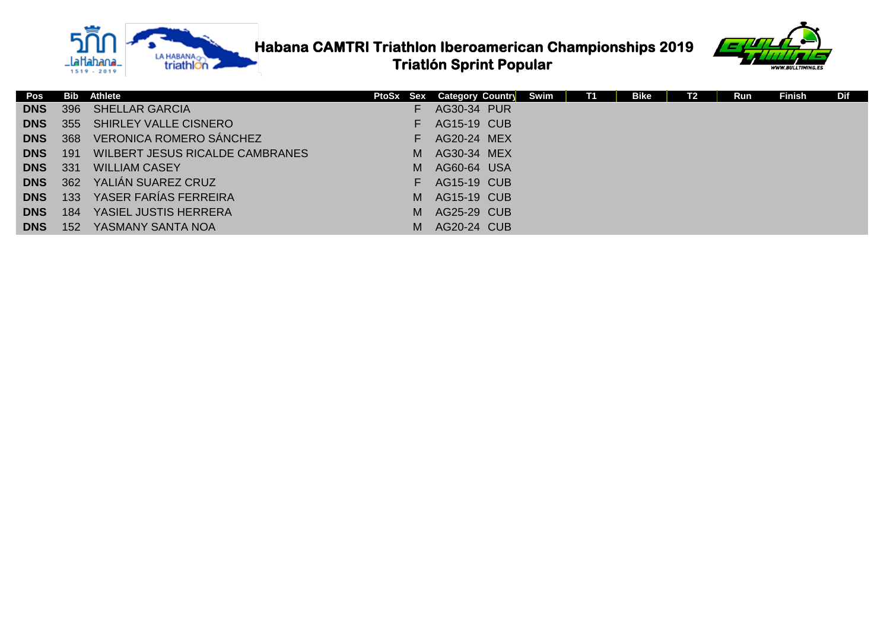# Habana CAMTRI Triathlon Iberoamerican Championships 2019

## Triatlón Sprint Popular

| Pos | Bib | Athlete | PtoSx | Sex | Category | Country | Swim | T1 | Bike | T2 | Run | Finish | Dif |
|---|---|---|---|---|---|---|---|---|---|---|---|---|---|
| DNS | 396 | SHELLAR GARCIA | | F | AG30-34 | PUR | | | | | | | |
| DNS | 355 | SHIRLEY VALLE CISNERO | | F | AG15-19 | CUB | | | | | | | |
| DNS | 368 | VERONICA ROMERO SÁNCHEZ | | F | AG20-24 | MEX | | | | | | | |
| DNS | 191 | WILBERT JESUS RICALDE CAMBRANES | | M | AG30-34 | MEX | | | | | | | |
| DNS | 331 | WILLIAM CASEY | | M | AG60-64 | USA | | | | | | | |
| DNS | 362 | YALIÁN SUAREZ CRUZ | | F | AG15-19 | CUB | | | | | | | |
| DNS | 133 | YASER FARÍAS FERREIRA | | M | AG15-19 | CUB | | | | | | | |
| DNS | 184 | YASIEL JUSTIS HERRERA | | M | AG25-29 | CUB | | | | | | | |
| DNS | 152 | YASMANY SANTA NOA | | M | AG20-24 | CUB | | | | | | | |